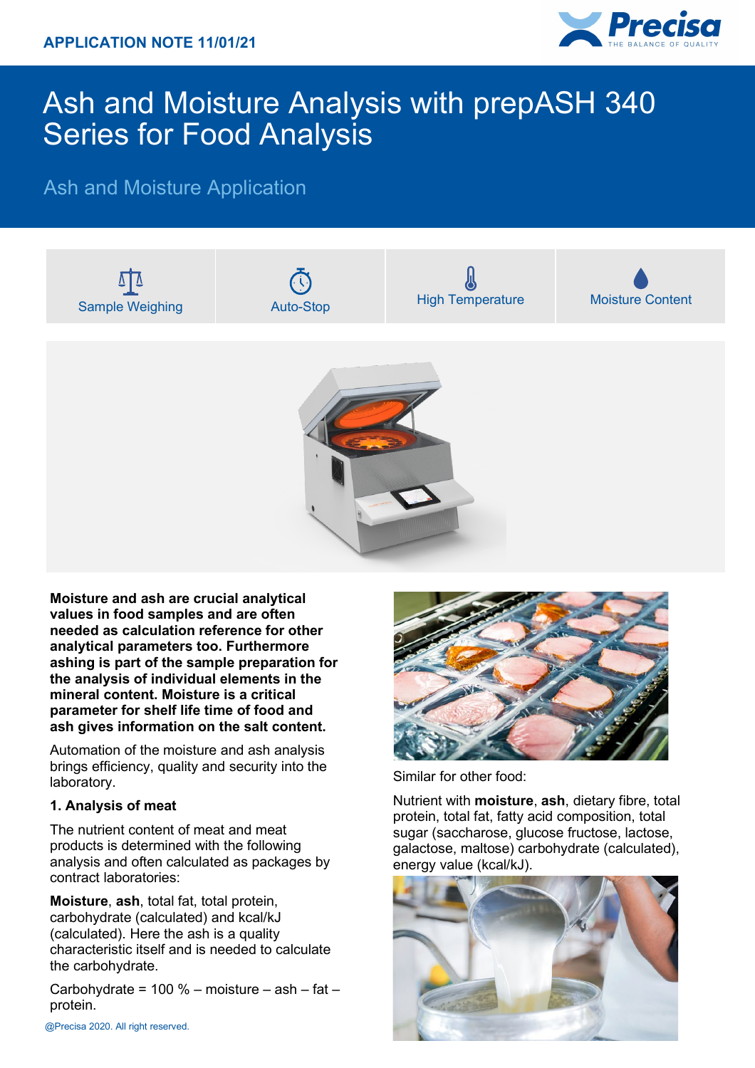APPLICATION NOTE 11/01/21

# Ash and Moisture Analysis with prepASH 340 Series for Food Analysis

## Ash and Moisture Application

Sample Weighing | Auto-Stop | High Temperature | Moisture Content

**Moisture and ash are crucial analytical values in food samples and are often needed as calculation reference for other analytical parameters too. Furthermore ashing is part of the sample preparation for the analysis of individual elements in the mineral content. Moisture is a critical parameter for shelf life time of food and ash gives information on the salt content.**

Automation of the moisture and ash analysis brings efficiency, quality and security into the laboratory.

### 1. Analysis of meat

The nutrient content of meat and meat products is determined with the following analysis and often calculated as packages by contract laboratories:

**Moisture**, **ash**, total fat, total protein, carbohydrate (calculated) and kcal/kJ (calculated). Here the ash is a quality characteristic itself and is needed to calculate the carbohydrate.

Carbohydrate = 100 % – moisture – ash – fat – protein.

Similar for other food:

Nutrient with **moisture**, **ash**, dietary fibre, total protein, total fat, fatty acid composition, total sugar (saccharose, glucose fructose, lactose, galactose, maltose) carbohydrate (calculated), energy value (kcal/kJ).

@Precisa 2020. All right reserved.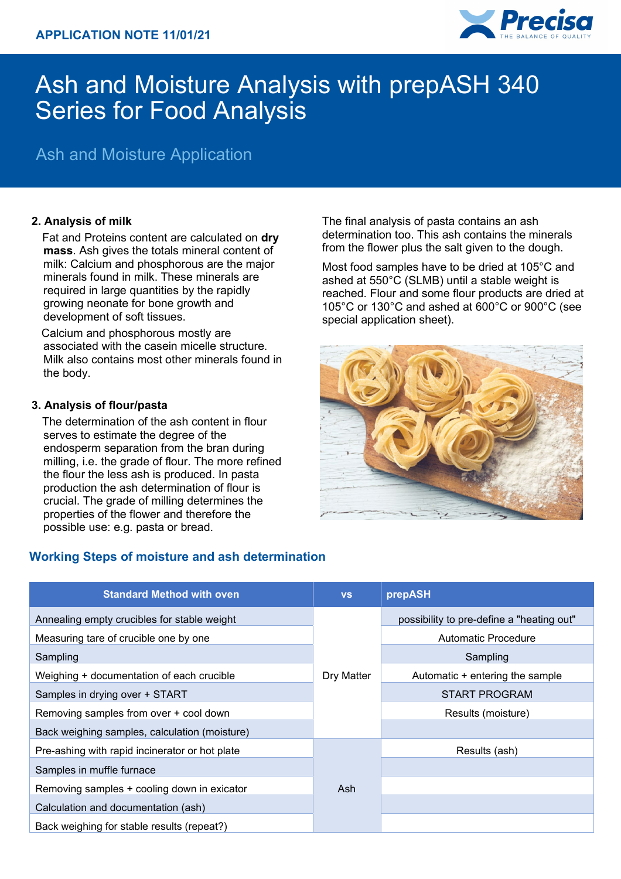# Ash and Moisture Analysis with prepASH 340 Series for Food Analysis

## Ash and Moisture Application

### 2. Analysis of milk

Fat and Proteins content are calculated on **dry mass**. Ash gives the totals mineral content of milk: Calcium and phosphorous are the major minerals found in milk. These minerals are required in large quantities by the rapidly growing neonate for bone growth and development of soft tissues.

Calcium and phosphorous mostly are associated with the casein micelle structure. Milk also contains most other minerals found in the body.

### 3. Analysis of flour/pasta

The determination of the ash content in flour serves to estimate the degree of the endosperm separation from the bran during milling, i.e. the grade of flour. The more refined the flour the less ash is produced. In pasta production the ash determination of flour is crucial. The grade of milling determines the properties of the flower and therefore the possible use: e.g. pasta or bread.

The final analysis of pasta contains an ash determination too. This ash contains the minerals from the flower plus the salt given to the dough.

Most food samples have to be dried at 105°C and ashed at 550°C (SLMB) until a stable weight is reached. Flour and some flour products are dried at 105°C or 130°C and ashed at 600°C or 900°C (see special application sheet).

## Working Steps of moisture and ash determination

| Standard Method with oven | vs | prepASH |
|---|---|---|
| Annealing empty crucibles for stable weight | Dry Matter | possibility to pre-define a "heating out" |
| Measuring tare of crucible one by one | | Automatic Procedure |
| Sampling | | Sampling |
| Weighing + documentation of each crucible | | Automatic + entering the sample |
| Samples in drying over + START | | START PROGRAM |
| Removing samples from over + cool down | | Results (moisture) |
| Back weighing samples, calculation (moisture) | | |
| Pre-ashing with rapid incinerator or hot plate | Ash | Results (ash) |
| Samples in muffle furnace | | |
| Removing samples + cooling down in exicator | | |
| Calculation and documentation (ash) | | |
| Back weighing for stable results (repeat?) | | |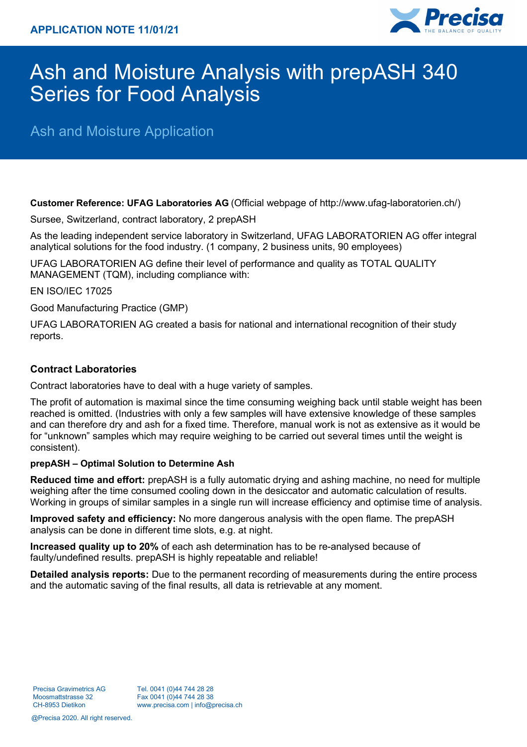APPLICATION NOTE 11/01/21

# Ash and Moisture Analysis with prepASH 340 Series for Food Analysis

## Ash and Moisture Application

**Customer Reference: UFAG Laboratories AG** (Official webpage of http://www.ufag-laboratorien.ch/)

Sursee, Switzerland, contract laboratory, 2 prepASH

As the leading independent service laboratory in Switzerland, UFAG LABORATORIEN AG offer integral analytical solutions for the food industry. (1 company, 2 business units, 90 employees)

UFAG LABORATORIEN AG define their level of performance and quality as TOTAL QUALITY MANAGEMENT (TQM), including compliance with:

EN ISO/IEC 17025

Good Manufacturing Practice (GMP)

UFAG LABORATORIEN AG created a basis for national and international recognition of their study reports.

### Contract Laboratories

Contract laboratories have to deal with a huge variety of samples.

The profit of automation is maximal since the time consuming weighing back until stable weight has been reached is omitted. (Industries with only a few samples will have extensive knowledge of these samples and can therefore dry and ash for a fixed time. Therefore, manual work is not as extensive as it would be for "unknown" samples which may require weighing to be carried out several times until the weight is consistent).

#### prepASH – Optimal Solution to Determine Ash

**Reduced time and effort:** prepASH is a fully automatic drying and ashing machine, no need for multiple weighing after the time consumed cooling down in the desiccator and automatic calculation of results. Working in groups of similar samples in a single run will increase efficiency and optimise time of analysis.

**Improved safety and efficiency:** No more dangerous analysis with the open flame. The prepASH analysis can be done in different time slots, e.g. at night.

**Increased quality up to 20%** of each ash determination has to be re-analysed because of faulty/undefined results. prepASH is highly repeatable and reliable!

**Detailed analysis reports:** Due to the permanent recording of measurements during the entire process and the automatic saving of the final results, all data is retrievable at any moment.

Precisa Gravimetrics AG
Moosmattstrasse 32
CH-8953 Dietikon

Tel. 0041 (0)44 744 28 28
Fax 0041 (0)44 744 28 38
www.precisa.com | info@precisa.ch

@Precisa 2020. All right reserved.